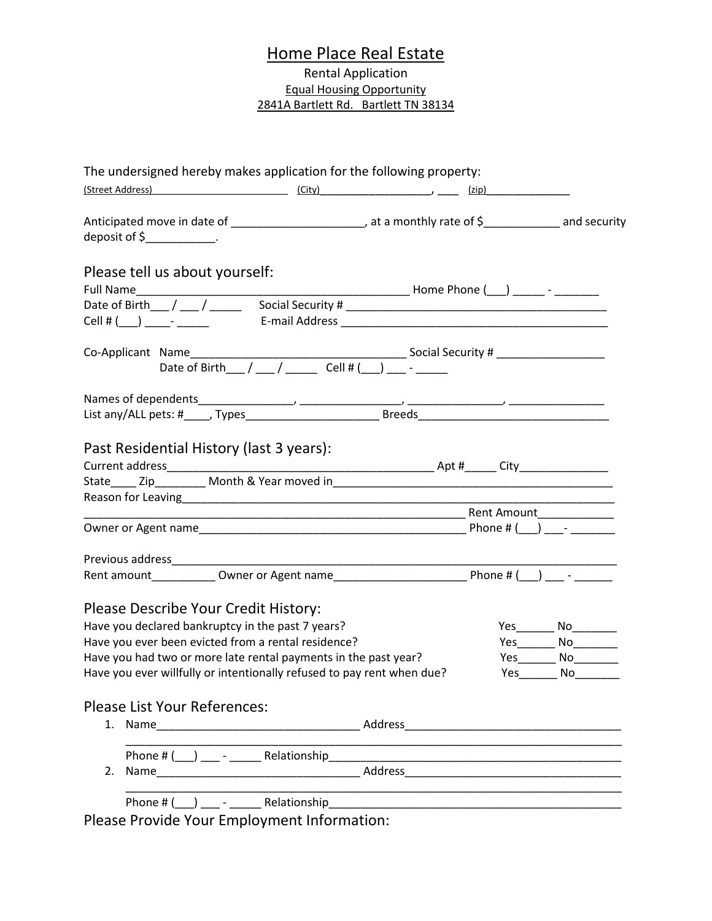# Home Place Real Estate

Rental Application

Equal Housing Opportunity

2841A Bartlett Rd. Bartlett TN 38134

The undersigned hereby makes application for the following property:

(Street Address)________________________ (City)___________________, ____ (zip)______________

Anticipated move in date of ____________________, at a monthly rate of $____________ and security deposit of $___________.

## Please tell us about yourself:

Full Name___________________________________________ Home Phone (___) _____ - _______

Date of Birth___ / ___ / _____ Social Security # ___________________________________________

Cell # (___) ____- _____ E-mail Address ___________________________________________

Co-Applicant Name__________________________________ Social Security # _________________

Date of Birth___ / ___ / _____ Cell # (___) ___ - _____

Names of dependents_______________, _______________, _______________, _______________

List any/ALL pets: #____, Types_____________________ Breeds______________________________

## Past Residential History (last 3 years):

Current address__________________________________________ Apt #_____ City______________

State____ Zip________ Month & Year moved in____________________________________________

Reason for Leaving_________________________________________________________________

____________________________________________________________ Rent Amount____________

Owner or Agent name___________________________________________ Phone # (___) ___- _______

Previous address___________________________________________________________________

Rent amount__________ Owner or Agent name_____________________ Phone # (___) ___ - ______

## Please Describe Your Credit History:

Have you declared bankruptcy in the past 7 years? Yes______ No_______

Have you ever been evicted from a rental residence? Yes______ No_______

Have you had two or more late rental payments in the past year? Yes______ No_______

Have you ever willfully or intentionally refused to pay rent when due? Yes______ No_______

## Please List Your References:

1. Name________________________________ Address_________________________________

   ____________________________________________________________________________

   Phone # (___) ___ - _____ Relationship______________________________________________

2. Name________________________________ Address_________________________________

   ____________________________________________________________________________

   Phone # (___) ___ - _____ Relationship______________________________________________

## Please Provide Your Employment Information: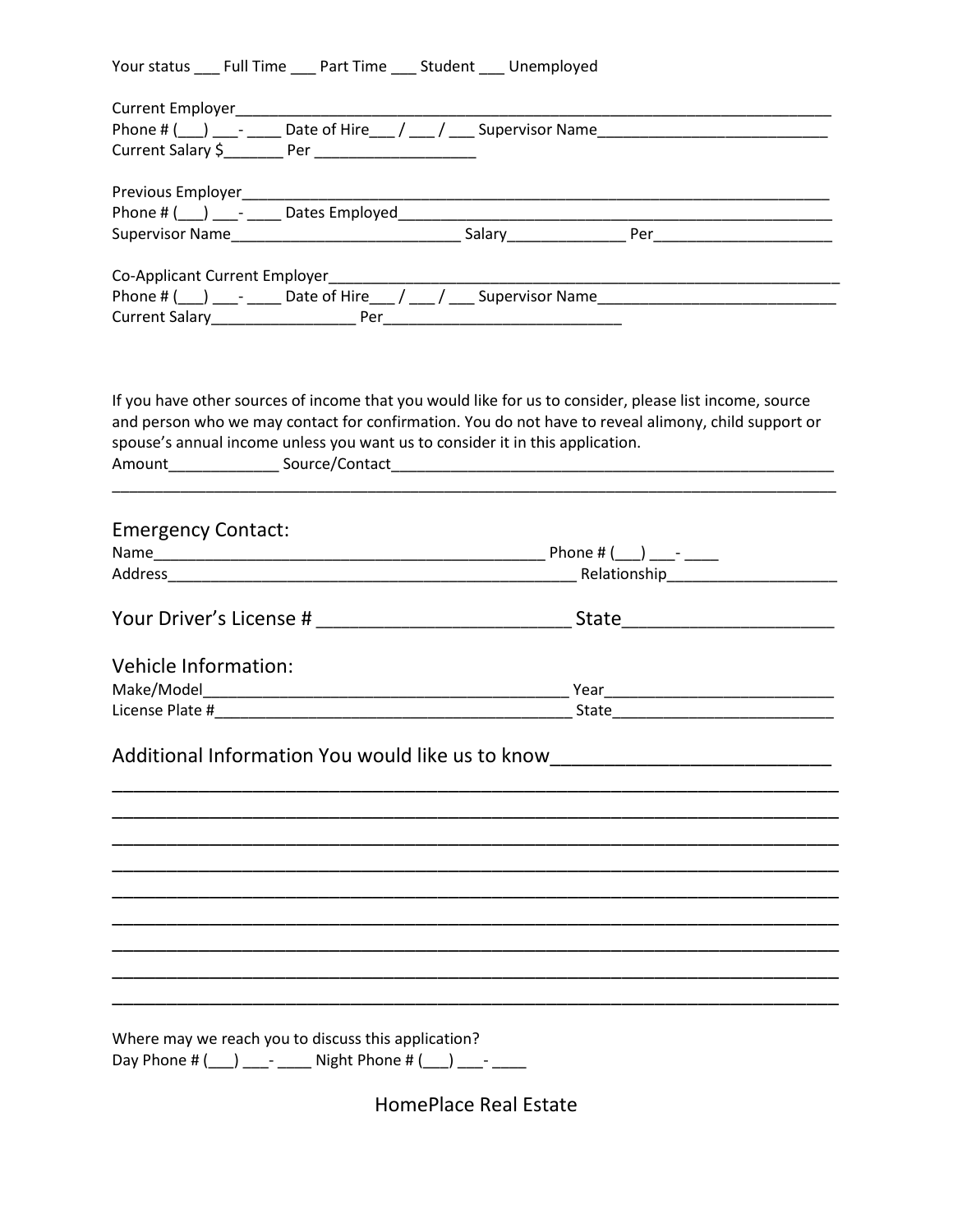Your status ___ Full Time ___ Part Time ___ Student ___ Unemployed

Current Employer___________________________________________________________________________
Phone # (___) ___- ____ Date of Hire___ / ___ / ___ Supervisor Name___________________________
Current Salary $_______ Per ___________________

Previous Employer__________________________________________________________________________
Phone # (___) ___- ____ Dates Employed_____________________________________________________
Supervisor Name___________________________ Salary______________ Per_____________________

Co-Applicant Current Employer_______________________________________________________________
Phone # (___) ___- ____ Date of Hire___ / ___ / ___ Supervisor Name___________________________
Current Salary_________________ Per____________________________

If you have other sources of income that you would like for us to consider, please list income, source and person who we may contact for confirmation. You do not have to reveal alimony, child support or spouse's annual income unless you want us to consider it in this application.
Amount_____________ Source/Contact_____________________________________________________
_________________________________________________________________________________________

## Emergency Contact:

Name______________________________________________ Phone # (___) ___- ____
Address_______________________________________________ Relationship___________________

## Your Driver's License # _________________________ State____________________

## Vehicle Information:

Make/Model__________________________________________ Year__________________________
License Plate #_________________________________________ State_________________________

## Additional Information You would like us to know_________________________

_________________________________________________________________________________________
_________________________________________________________________________________________
_________________________________________________________________________________________
_________________________________________________________________________________________
_________________________________________________________________________________________
_________________________________________________________________________________________
_________________________________________________________________________________________
_________________________________________________________________________________________
_________________________________________________________________________________________

Where may we reach you to discuss this application?
Day Phone # (___) ___- ____ Night Phone # (___) ___- ____

HomePlace Real Estate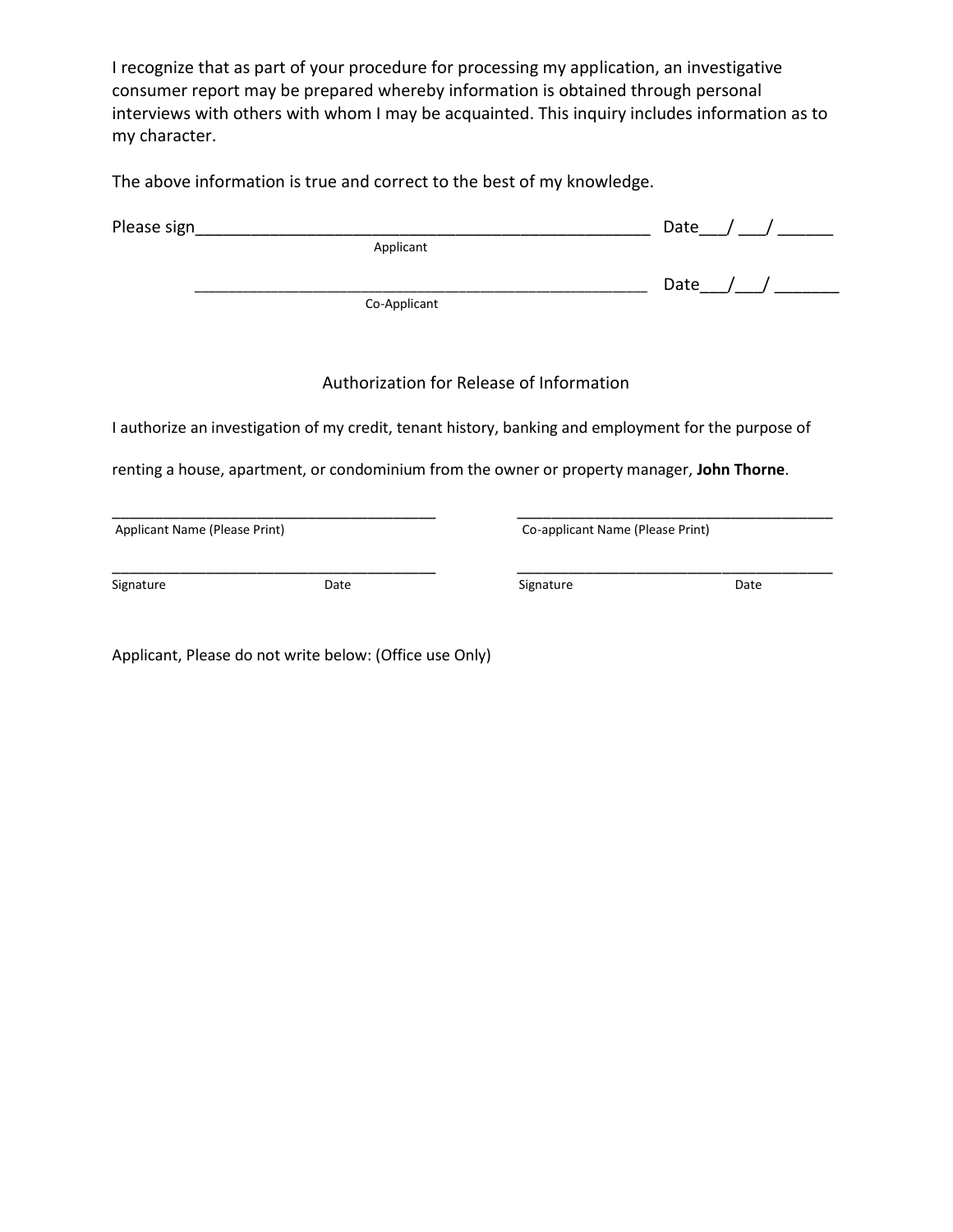I recognize that as part of your procedure for processing my application, an investigative consumer report may be prepared whereby information is obtained through personal interviews with others with whom I may be acquainted. This inquiry includes information as to my character.

The above information is true and correct to the best of my knowledge.

Please sign__________________________________________________ Date___/ ___/ ______
Applicant

__________________________________________________ Date___/___/ _______
Co-Applicant

## Authorization for Release of Information

I authorize an investigation of my credit, tenant history, banking and employment for the purpose of renting a house, apartment, or condominium from the owner or property manager, **John Thorne**.

____________________________________
Applicant Name (Please Print)

____________________________________
Co-applicant Name (Please Print)

____________________________________
Signature Date

____________________________________
Signature Date

Applicant, Please do not write below: (Office use Only)